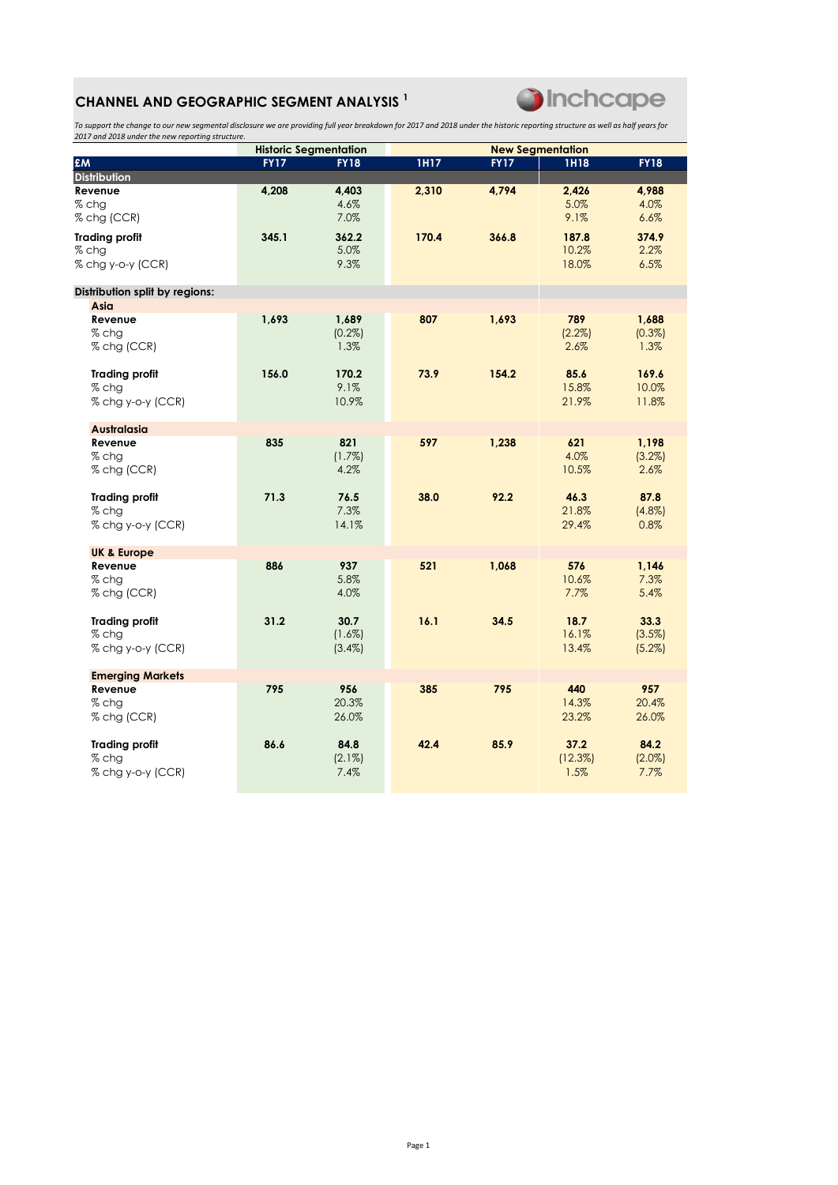# CHANNEL AND GEOGRAPHIC SEGMENT ANALYSIS [1]

*To support the change to our new segmental disclosure we are providing full year breakdown for 2017 and 2018 under the historic reporting structure as well as half years for 2017 and 2018 under the new reporting structure.*

| | Historic Segmentation | | New Segmentation | | | |
|---|---|---|---|---|---|---|
| **£M** | **FY17** | **FY18** | **1H17** | **FY17** | **1H18** | **FY18** |
| **Distribution** | | | | | | |
| **Revenue** | **4,208** | **4,403** | **2,310** | **4,794** | **2,426** | **4,988** |
| % chg | | 4.6% | | | 5.0% | 4.0% |
| % chg (CCR) | | 7.0% | | | 9.1% | 6.6% |
| **Trading profit** | **345.1** | **362.2** | **170.4** | **366.8** | **187.8** | **374.9** |
| % chg | | 5.0% | | | 10.2% | 2.2% |
| % chg y-o-y (CCR) | | 9.3% | | | 18.0% | 6.5% |
| **Distribution split by regions:** | | | | | | |
| **Asia** | | | | | | |
| **Revenue** | **1,693** | **1,689** | **807** | **1,693** | **789** | **1,688** |
| % chg | | (0.2%) | | | (2.2%) | (0.3%) |
| % chg (CCR) | | 1.3% | | | 2.6% | 1.3% |
| **Trading profit** | **156.0** | **170.2** | **73.9** | **154.2** | **85.6** | **169.6** |
| % chg | | 9.1% | | | 15.8% | 10.0% |
| % chg y-o-y (CCR) | | 10.9% | | | 21.9% | 11.8% |
| **Australasia** | | | | | | |
| **Revenue** | **835** | **821** | **597** | **1,238** | **621** | **1,198** |
| % chg | | (1.7%) | | | 4.0% | (3.2%) |
| % chg (CCR) | | 4.2% | | | 10.5% | 2.6% |
| **Trading profit** | **71.3** | **76.5** | **38.0** | **92.2** | **46.3** | **87.8** |
| % chg | | 7.3% | | | 21.8% | (4.8%) |
| % chg y-o-y (CCR) | | 14.1% | | | 29.4% | 0.8% |
| **UK & Europe** | | | | | | |
| **Revenue** | **886** | **937** | **521** | **1,068** | **576** | **1,146** |
| % chg | | 5.8% | | | 10.6% | 7.3% |
| % chg (CCR) | | 4.0% | | | 7.7% | 5.4% |
| **Trading profit** | **31.2** | **30.7** | **16.1** | **34.5** | **18.7** | **33.3** |
| % chg | | (1.6%) | | | 16.1% | (3.5%) |
| % chg y-o-y (CCR) | | (3.4%) | | | 13.4% | (5.2%) |
| **Emerging Markets** | | | | | | |
| **Revenue** | **795** | **956** | **385** | **795** | **440** | **957** |
| % chg | | 20.3% | | | 14.3% | 20.4% |
| % chg (CCR) | | 26.0% | | | 23.2% | 26.0% |
| **Trading profit** | **86.6** | **84.8** | **42.4** | **85.9** | **37.2** | **84.2** |
| % chg | | (2.1%) | | | (12.3%) | (2.0%) |
| % chg y-o-y (CCR) | | 7.4% | | | 1.5% | 7.7% |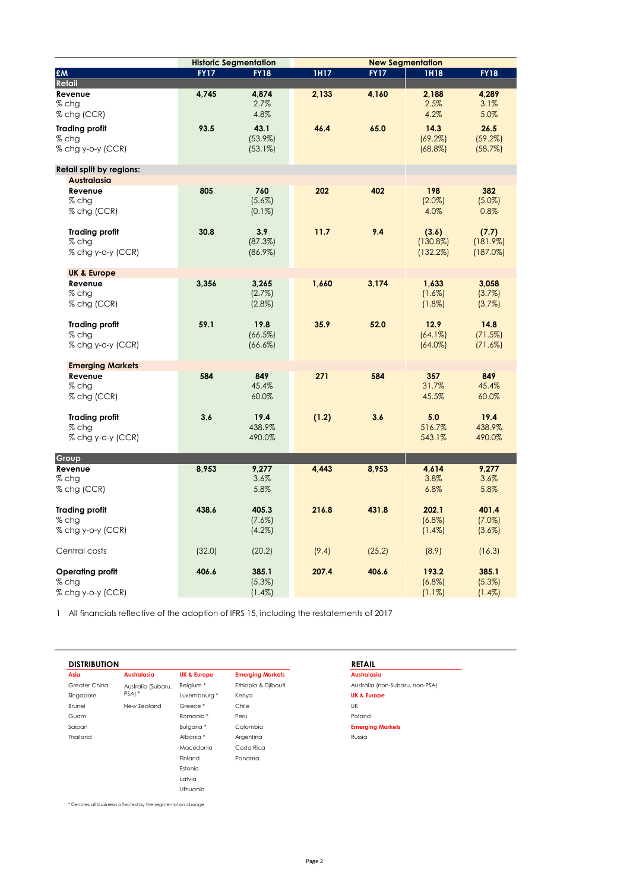| £M | Historic Segmentation FY17 | FY18 | New Segmentation 1H17 | FY17 | 1H18 | FY18 |
|---|---|---|---|---|---|---|
| **Retail** | | | | | | |
| **Revenue** | **4,745** | **4,874** | **2,133** | **4,160** | **2,188** | **4,289** |
| % chg | | 2.7% | | | 2.5% | 3.1% |
| % chg (CCR) | | 4.8% | | | 4.2% | 5.0% |
| **Trading profit** | **93.5** | **43.1** | **46.4** | **65.0** | **14.3** | **26.5** |
| % chg | | (53.9%) | | | (69.2%) | (59.2%) |
| % chg y-o-y (CCR) | | (53.1%) | | | (68.8%) | (58.7%) |
| **Retail split by regions:** | | | | | | |
| **Australasia** | | | | | | |
| **Revenue** | **805** | **760** | **202** | **402** | **198** | **382** |
| % chg | | (5.6%) | | | (2.0%) | (5.0%) |
| % chg (CCR) | | (0.1%) | | | 4.0% | 0.8% |
| **Trading profit** | **30.8** | **3.9** | **11.7** | **9.4** | **(3.6)** | **(7.7)** |
| % chg | | (87.3%) | | | (130.8%) | (181.9%) |
| % chg y-o-y (CCR) | | (86.9%) | | | (132.2%) | (187.0%) |
| **UK & Europe** | | | | | | |
| **Revenue** | **3,356** | **3,265** | **1,660** | **3,174** | **1,633** | **3,058** |
| % chg | | (2.7%) | | | (1.6%) | (3.7%) |
| % chg (CCR) | | (2.8%) | | | (1.8%) | (3.7%) |
| **Trading profit** | **59.1** | **19.8** | **35.9** | **52.0** | **12.9** | **14.8** |
| % chg | | (66.5%) | | | (64.1%) | (71.5%) |
| % chg y-o-y (CCR) | | (66.6%) | | | (64.0%) | (71.6%) |
| **Emerging Markets** | | | | | | |
| **Revenue** | **584** | **849** | **271** | **584** | **357** | **849** |
| % chg | | 45.4% | | | 31.7% | 45.4% |
| % chg (CCR) | | 60.0% | | | 45.5% | 60.0% |
| **Trading profit** | **3.6** | **19.4** | **(1.2)** | **3.6** | **5.0** | **19.4** |
| % chg | | 438.9% | | | 516.7% | 438.9% |
| % chg y-o-y (CCR) | | 490.0% | | | 543.1% | 490.0% |
| **Group** | | | | | | |
| **Revenue** | **8,953** | **9,277** | **4,443** | **8,953** | **4,614** | **9,277** |
| % chg | | 3.6% | | | 3.8% | 3.6% |
| % chg (CCR) | | 5.8% | | | 6.8% | 5.8% |
| **Trading profit** | **438.6** | **405.3** | **216.8** | **431.8** | **202.1** | **401.4** |
| % chg | | (7.6%) | | | (6.8%) | (7.0%) |
| % chg y-o-y (CCR) | | (4.2%) | | | (1.4%) | (3.6%) |
| Central costs | (32.0) | (20.2) | (9.4) | (25.2) | (8.9) | (16.3) |
| **Operating profit** | **406.6** | **385.1** | **207.4** | **406.6** | **193.2** | **385.1** |
| % chg | | (5.3%) | | | (6.8%) | (5.3%) |
| % chg y-o-y (CCR) | | (1.4%) | | | (1.1%) | (1.4%) |

1 All financials reflective of the adoption of IFRS 15, including the restatements of 2017

**DISTRIBUTION**

| Asia | Australasia | UK & Europe | Emerging Markets |
|---|---|---|---|
| Greater China | Australia (Subaru, PSA) * | Belgium * | Ethiopia & Djibouti |
| Singapore | New Zealand | Luxembourg * | Kenya |
| Brunei | | Greece * | Chile |
| Guam | | Romania * | Peru |
| Saipan | | Bulgaria * | Colombia |
| Thailand | | Albania * | Argentina |
| | | Macedonia | Costa Rica |
| | | Finland | Panama |
| | | Estonia | |
| | | Latvia | |
| | | Lithuania | |

**RETAIL**

**Australasia**
Australia (non-Subaru, non-PSA)

**UK & Europe**
UK
Poland

**Emerging Markets**
Russia

* Denotes all businesss affected by the segmentation change